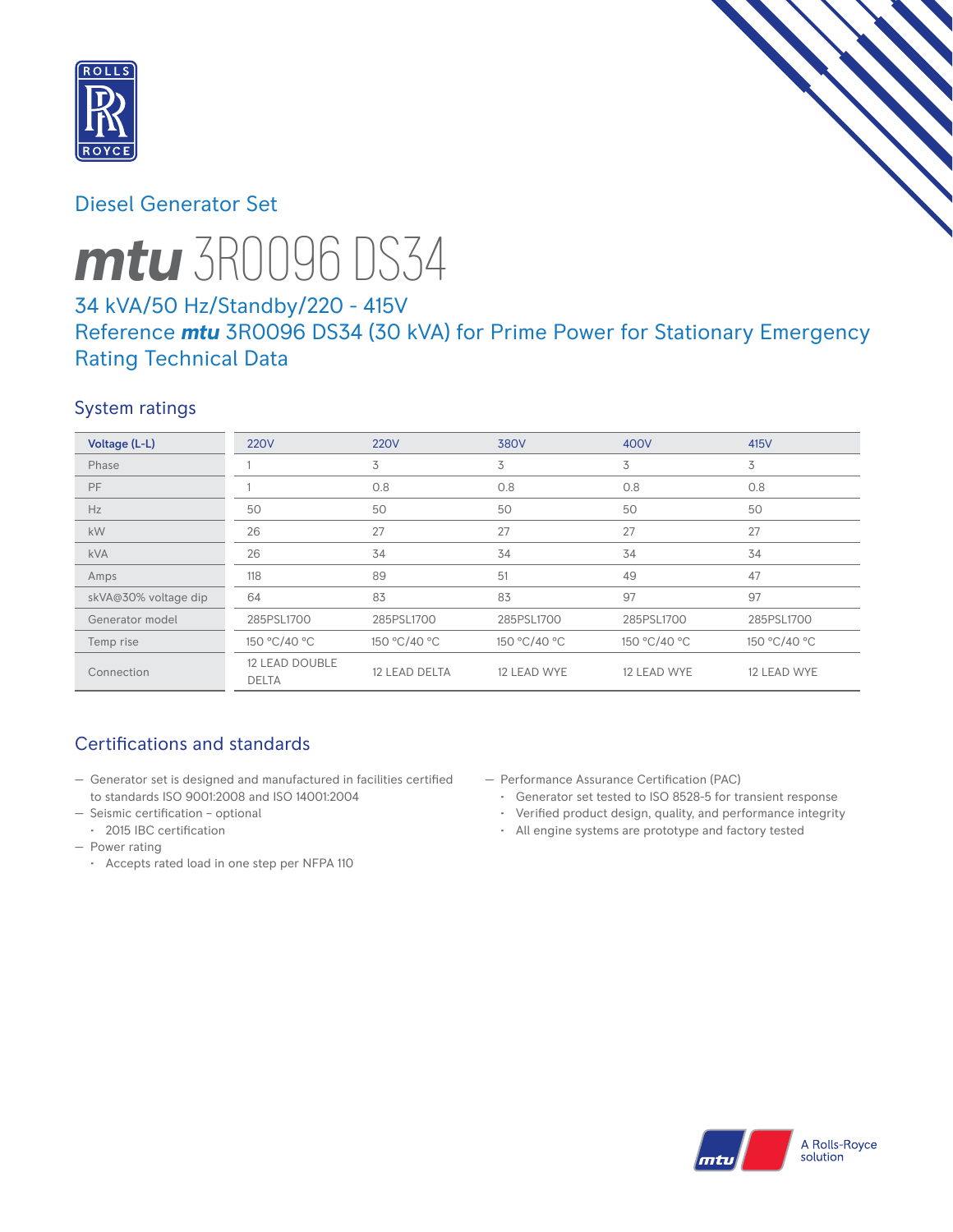Diesel Generator Set

# mtu 3R0096 DS34

## 34 kVA/50 Hz/Standby/220 - 415V
## Reference mtu 3R0096 DS34 (30 kVA) for Prime Power for Stationary Emergency Rating Technical Data

### System ratings

| Voltage (L-L) | 220V | 220V | 380V | 400V | 415V |
|---|---|---|---|---|---|
| Phase | 1 | 3 | 3 | 3 | 3 |
| PF | 1 | 0.8 | 0.8 | 0.8 | 0.8 |
| Hz | 50 | 50 | 50 | 50 | 50 |
| kW | 26 | 27 | 27 | 27 | 27 |
| kVA | 26 | 34 | 34 | 34 | 34 |
| Amps | 118 | 89 | 51 | 49 | 47 |
| skVA@30% voltage dip | 64 | 83 | 83 | 97 | 97 |
| Generator model | 285PSL1700 | 285PSL1700 | 285PSL1700 | 285PSL1700 | 285PSL1700 |
| Temp rise | 150 °C/40 °C | 150 °C/40 °C | 150 °C/40 °C | 150 °C/40 °C | 150 °C/40 °C |
| Connection | 12 LEAD DOUBLE DELTA | 12 LEAD DELTA | 12 LEAD WYE | 12 LEAD WYE | 12 LEAD WYE |

### Certifications and standards

- Generator set is designed and manufactured in facilities certified to standards ISO 9001:2008 and ISO 14001:2004
- Seismic certification – optional
  - 2015 IBC certification
- Power rating
  - Accepts rated load in one step per NFPA 110
- Performance Assurance Certification (PAC)
  - Generator set tested to ISO 8528-5 for transient response
  - Verified product design, quality, and performance integrity
  - All engine systems are prototype and factory tested

A Rolls-Royce solution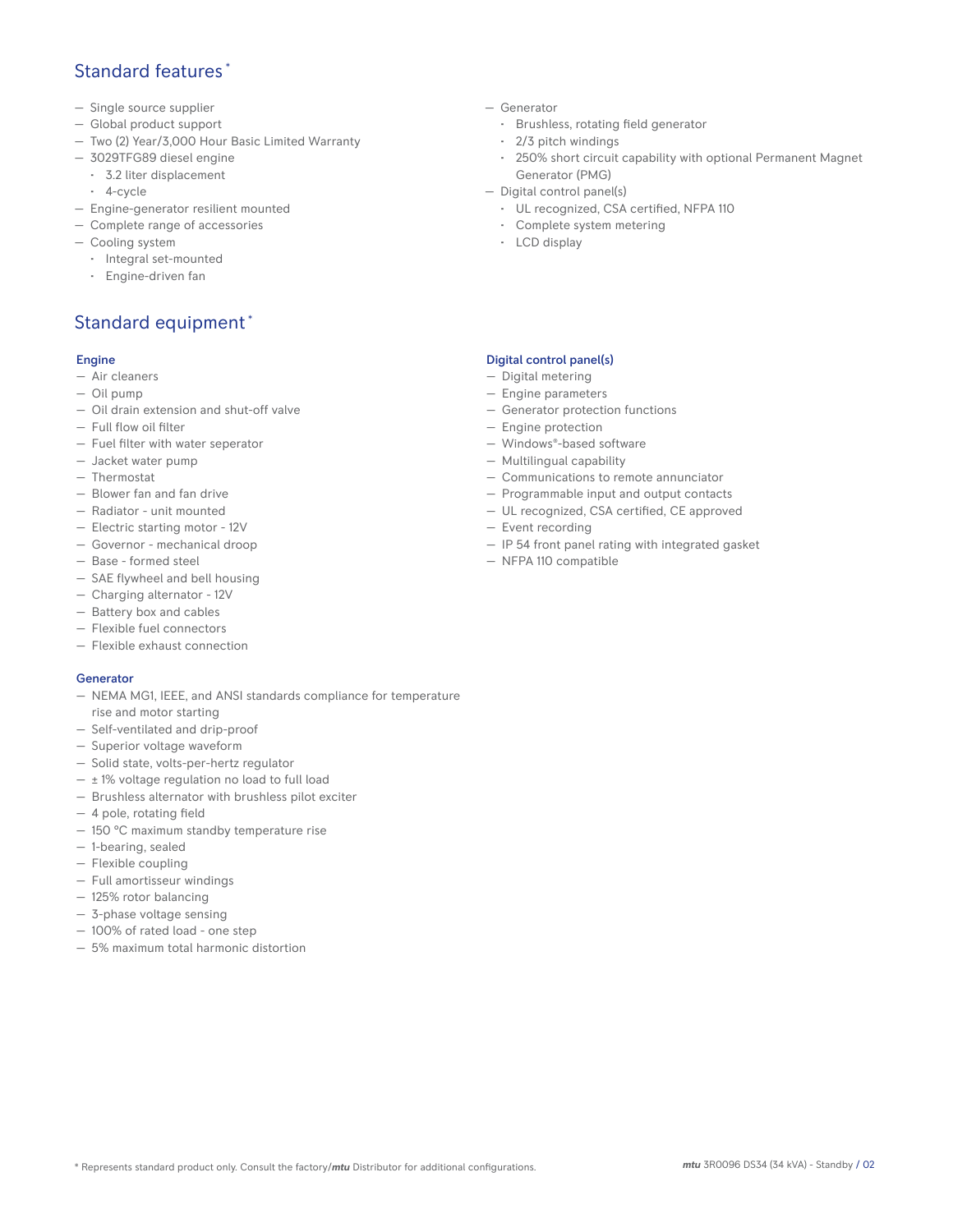## Standard features *

- Single source supplier
- Global product support
- Two (2) Year/3,000 Hour Basic Limited Warranty
- 3029TFG89 diesel engine
  - 3.2 liter displacement
  - 4-cycle
- Engine-generator resilient mounted
- Complete range of accessories
- Cooling system
  - Integral set-mounted
  - Engine-driven fan
- Generator
  - Brushless, rotating field generator
  - 2/3 pitch windings
  - 250% short circuit capability with optional Permanent Magnet Generator (PMG)
- Digital control panel(s)
  - UL recognized, CSA certified, NFPA 110
  - Complete system metering
  - LCD display

## Standard equipment *

### Engine

- Air cleaners
- Oil pump
- Oil drain extension and shut-off valve
- Full flow oil filter
- Fuel filter with water seperator
- Jacket water pump
- Thermostat
- Blower fan and fan drive
- Radiator - unit mounted
- Electric starting motor - 12V
- Governor - mechanical droop
- Base - formed steel
- SAE flywheel and bell housing
- Charging alternator - 12V
- Battery box and cables
- Flexible fuel connectors
- Flexible exhaust connection

### Generator

- NEMA MG1, IEEE, and ANSI standards compliance for temperature rise and motor starting
- Self-ventilated and drip-proof
- Superior voltage waveform
- Solid state, volts-per-hertz regulator
- ± 1% voltage regulation no load to full load
- Brushless alternator with brushless pilot exciter
- 4 pole, rotating field
- 150 °C maximum standby temperature rise
- 1-bearing, sealed
- Flexible coupling
- Full amortisseur windings
- 125% rotor balancing
- 3-phase voltage sensing
- 100% of rated load - one step
- 5% maximum total harmonic distortion

### Digital control panel(s)

- Digital metering
- Engine parameters
- Generator protection functions
- Engine protection
- Windows®-based software
- Multilingual capability
- Communications to remote annunciator
- Programmable input and output contacts
- UL recognized, CSA certified, CE approved
- Event recording
- IP 54 front panel rating with integrated gasket
- NFPA 110 compatible

* Represents standard product only. Consult the factory/***mtu*** Distributor for additional configurations.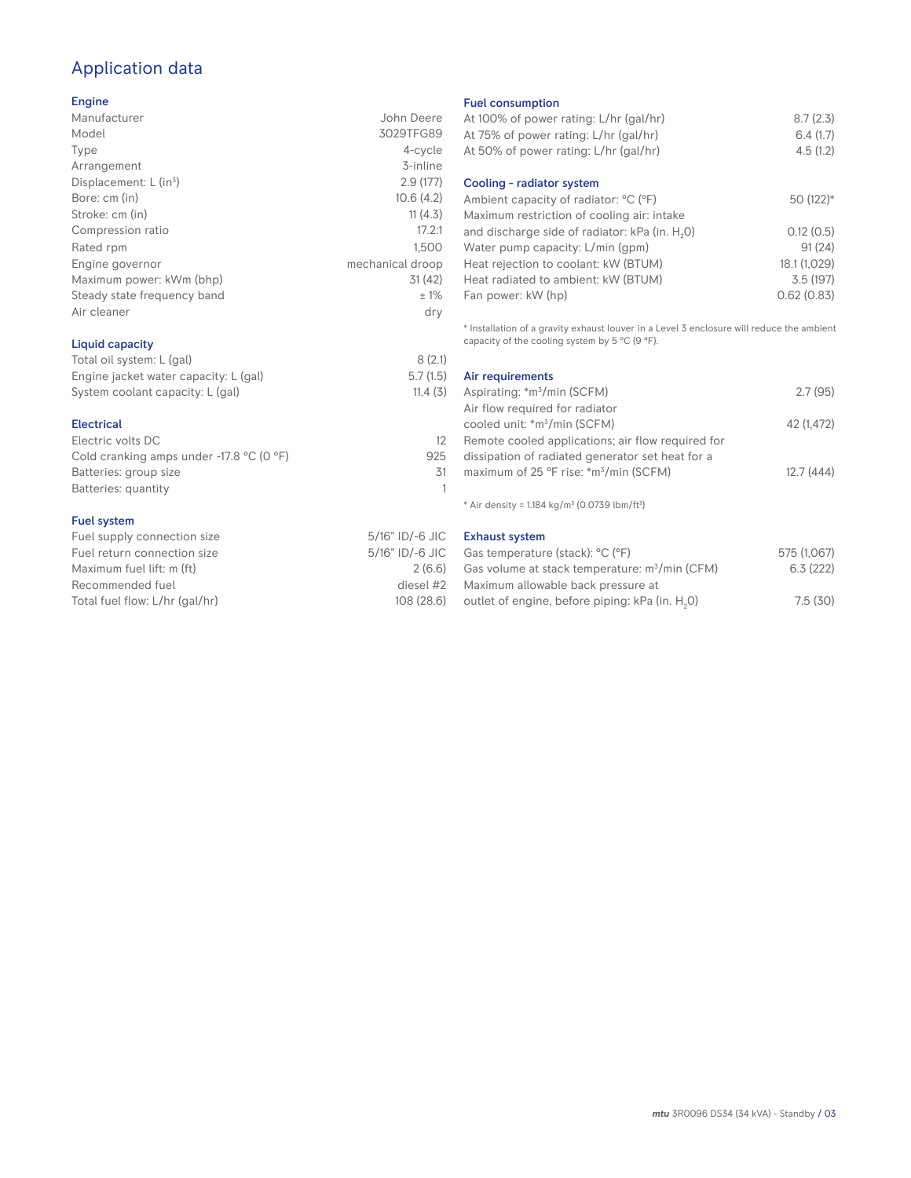# Application data

## Engine

| | |
|---|---|
| Manufacturer | John Deere |
| Model | 3029TFG89 |
| Type | 4-cycle |
| Arrangement | 3-inline |
| Displacement: L (in$^3$) | 2.9 (177) |
| Bore: cm (in) | 10.6 (4.2) |
| Stroke: cm (in) | 11 (4.3) |
| Compression ratio | 17.2:1 |
| Rated rpm | 1,500 |
| Engine governor | mechanical droop |
| Maximum power: kWm (bhp) | 31 (42) |
| Steady state frequency band | ± 1% |
| Air cleaner | dry |

## Liquid capacity

| | |
|---|---|
| Total oil system: L (gal) | 8 (2.1) |
| Engine jacket water capacity: L (gal) | 5.7 (1.5) |
| System coolant capacity: L (gal) | 11.4 (3) |

## Electrical

| | |
|---|---|
| Electric volts DC | 12 |
| Cold cranking amps under -17.8 °C (0 °F) | 925 |
| Batteries: group size | 31 |
| Batteries: quantity | 1 |

## Fuel system

| | |
|---|---|
| Fuel supply connection size | 5/16" ID/-6 JIC |
| Fuel return connection size | 5/16" ID/-6 JIC |
| Maximum fuel lift: m (ft) | 2 (6.6) |
| Recommended fuel | diesel #2 |
| Total fuel flow: L/hr (gal/hr) | 108 (28.6) |

## Fuel consumption

| | |
|---|---|
| At 100% of power rating: L/hr (gal/hr) | 8.7 (2.3) |
| At 75% of power rating: L/hr (gal/hr) | 6.4 (1.7) |
| At 50% of power rating: L/hr (gal/hr) | 4.5 (1.2) |

## Cooling - radiator system

| | |
|---|---|
| Ambient capacity of radiator: °C (°F) | 50 (122)* |
| Maximum restriction of cooling air: intake and discharge side of radiator: kPa (in. $H_2O$) | 0.12 (0.5) |
| Water pump capacity: L/min (gpm) | 91 (24) |
| Heat rejection to coolant: kW (BTUM) | 18.1 (1,029) |
| Heat radiated to ambient: kW (BTUM) | 3.5 (197) |
| Fan power: kW (hp) | 0.62 (0.83) |

* Installation of a gravity exhaust louver in a Level 3 enclosure will reduce the ambient capacity of the cooling system by 5 °C (9 °F).

## Air requirements

| | |
|---|---|
| Aspirating: *m$^3$/min (SCFM) | 2.7 (95) |
| Air flow required for radiator cooled unit: *m$^3$/min (SCFM) | 42 (1,472) |
| Remote cooled applications; air flow required for dissipation of radiated generator set heat for a maximum of 25 °F rise: *m$^3$/min (SCFM) | 12.7 (444) |

* Air density = 1.184 kg/m$^3$ (0.0739 lbm/ft$^3$)

## Exhaust system

| | |
|---|---|
| Gas temperature (stack): °C (°F) | 575 (1,067) |
| Gas volume at stack temperature: m$^3$/min (CFM) | 6.3 (222) |
| Maximum allowable back pressure at outlet of engine, before piping: kPa (in. $H_2O$) | 7.5 (30) |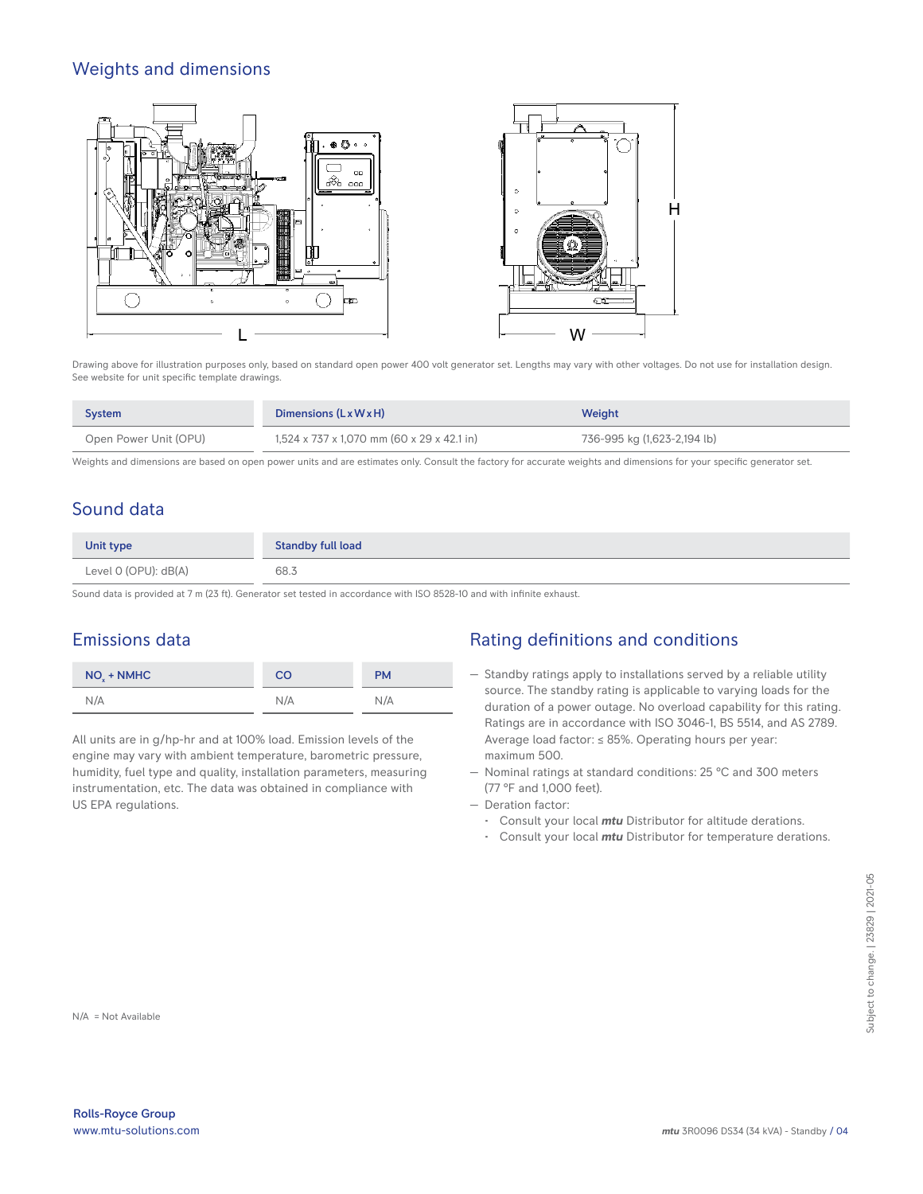## Weights and dimensions

L

W

H

Drawing above for illustration purposes only, based on standard open power 400 volt generator set. Lengths may vary with other voltages. Do not use for installation design. See website for unit specific template drawings.

| System | Dimensions (L x W x H) | Weight |
|---|---|---|
| Open Power Unit (OPU) | 1,524 x 737 x 1,070 mm (60 x 29 x 42.1 in) | 736-995 kg (1,623-2,194 lb) |

Weights and dimensions are based on open power units and are estimates only. Consult the factory for accurate weights and dimensions for your specific generator set.

## Sound data

| Unit type | Standby full load |
|---|---|
| Level 0 (OPU): dB(A) | 68.3 |

Sound data is provided at 7 m (23 ft). Generator set tested in accordance with ISO 8528-10 and with infinite exhaust.

## Emissions data

| $NO_x$ + NMHC | CO | PM |
|---|---|---|
| N/A | N/A | N/A |

All units are in g/hp-hr and at 100% load. Emission levels of the engine may vary with ambient temperature, barometric pressure, humidity, fuel type and quality, installation parameters, measuring instrumentation, etc. The data was obtained in compliance with US EPA regulations.

## Rating definitions and conditions

- Standby ratings apply to installations served by a reliable utility source. The standby rating is applicable to varying loads for the duration of a power outage. No overload capability for this rating. Ratings are in accordance with ISO 3046-1, BS 5514, and AS 2789. Average load factor: ≤ 85%. Operating hours per year: maximum 500.
- Nominal ratings at standard conditions: 25 °C and 300 meters (77 °F and 1,000 feet).
- Deration factor:
  - Consult your local ***mtu*** Distributor for altitude derations.
  - Consult your local ***mtu*** Distributor for temperature derations.

N/A = Not Available

Subject to change. | 23829 | 2021-05

Rolls-Royce Group
www.mtu-solutions.com